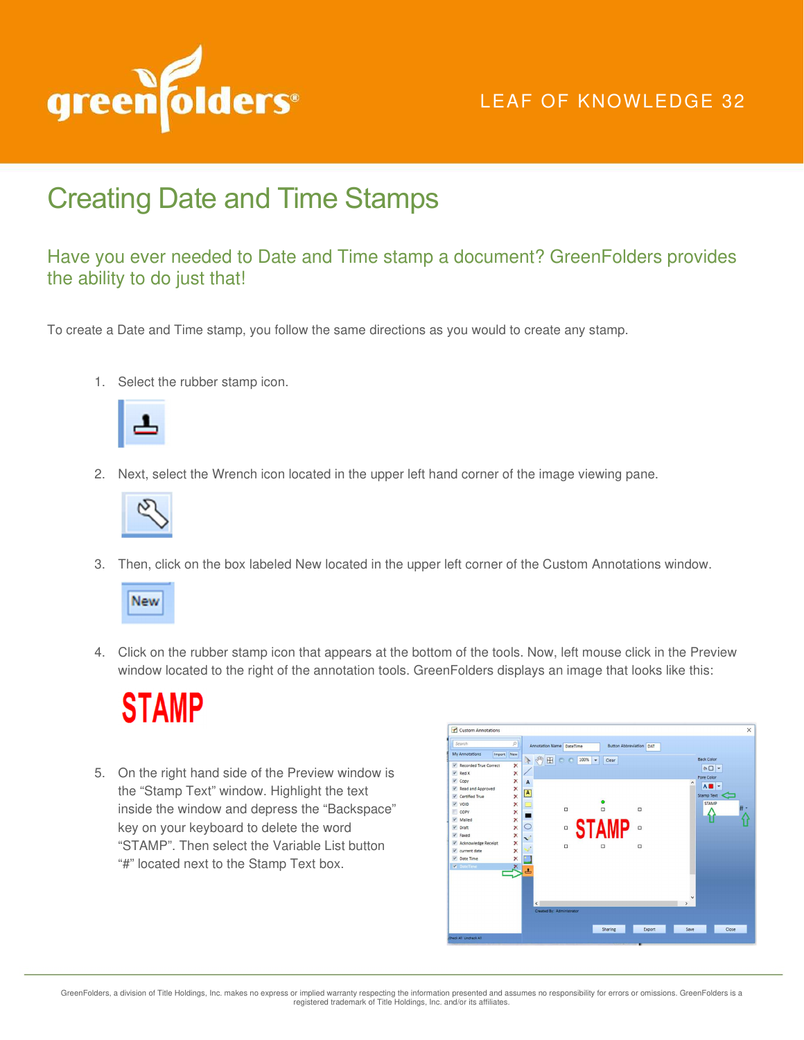LEAF OF KNOWLEDGE 32

# Creating Date and Time Stamps

## Have you ever needed to Date and Time stamp a document? GreenFolders provides the ability to do just that!

To create a Date and Time stamp, you follow the same directions as you would to create any stamp.

1. Select the rubber stamp icon.
2. Next, select the Wrench icon located in the upper left hand corner of the image viewing pane.
3. Then, click on the box labeled New located in the upper left corner of the Custom Annotations window.
4. Click on the rubber stamp icon that appears at the bottom of the tools. Now, left mouse click in the Preview window located to the right of the annotation tools. GreenFolders displays an image that looks like this:

   STAMP

5. On the right hand side of the Preview window is the "Stamp Text" window. Highlight the text inside the window and depress the "Backspace" key on your keyboard to delete the word "STAMP". Then select the Variable List button "#" located next to the Stamp Text box.

GreenFolders, a division of Title Holdings, Inc. makes no express or implied warranty respecting the information presented and assumes no responsibility for errors or omissions. GreenFolders is a registered trademark of Title Holdings, Inc. and/or its affiliates.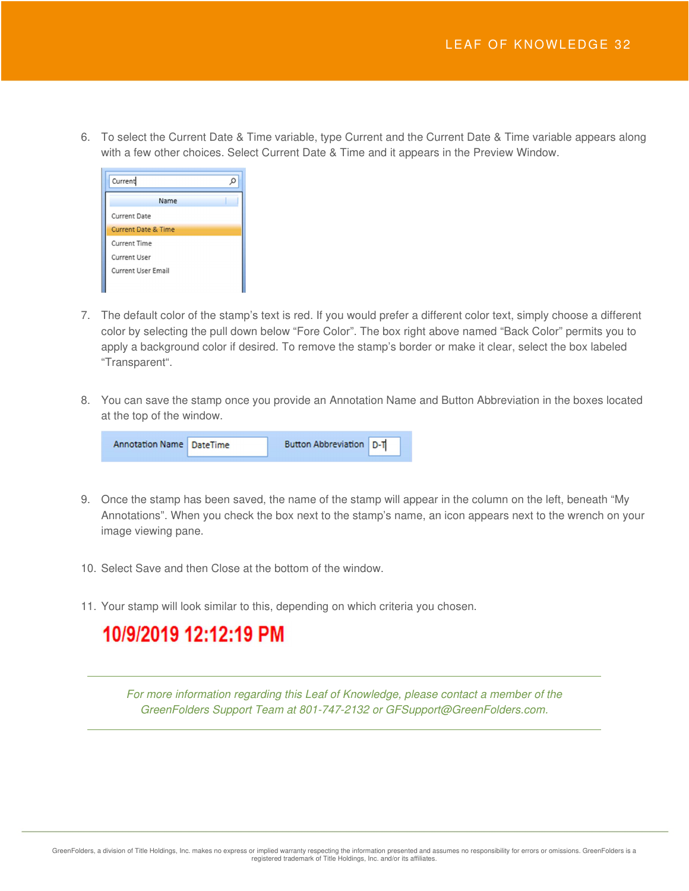6. To select the Current Date & Time variable, type Current and the Current Date & Time variable appears along with a few other choices. Select Current Date & Time and it appears in the Preview Window.

7. The default color of the stamp's text is red. If you would prefer a different color text, simply choose a different color by selecting the pull down below "Fore Color". The box right above named "Back Color" permits you to apply a background color if desired. To remove the stamp's border or make it clear, select the box labeled "Transparent".

8. You can save the stamp once you provide an Annotation Name and Button Abbreviation in the boxes located at the top of the window.

9. Once the stamp has been saved, the name of the stamp will appear in the column on the left, beneath "My Annotations". When you check the box next to the stamp's name, an icon appears next to the wrench on your image viewing pane.

10. Select Save and then Close at the bottom of the window.

11. Your stamp will look similar to this, depending on which criteria you chosen.

---

*For more information regarding this Leaf of Knowledge, please contact a member of the GreenFolders Support Team at 801-747-2132 or GFSupport@GreenFolders.com.*

---

GreenFolders, a division of Title Holdings, Inc. makes no express or implied warranty respecting the information presented and assumes no responsibility for errors or omissions. GreenFolders is a registered trademark of Title Holdings, Inc. and/or its affiliates.